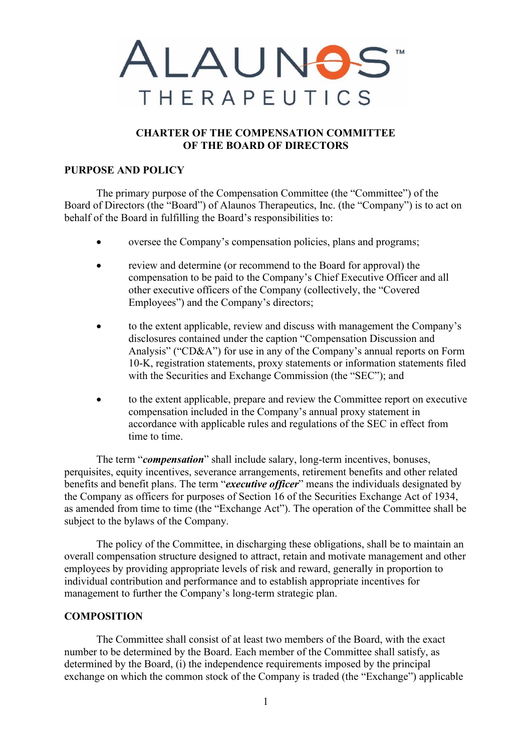ALAUNOS™
THERAPEUTICS

# CHARTER OF THE COMPENSATION COMMITTEE OF THE BOARD OF DIRECTORS

## PURPOSE AND POLICY

The primary purpose of the Compensation Committee (the "Committee") of the Board of Directors (the "Board") of Alaunos Therapeutics, Inc. (the "Company") is to act on behalf of the Board in fulfilling the Board's responsibilities to:

- oversee the Company's compensation policies, plans and programs;
- review and determine (or recommend to the Board for approval) the compensation to be paid to the Company's Chief Executive Officer and all other executive officers of the Company (collectively, the "Covered Employees") and the Company's directors;
- to the extent applicable, review and discuss with management the Company's disclosures contained under the caption "Compensation Discussion and Analysis" ("CD&A") for use in any of the Company's annual reports on Form 10-K, registration statements, proxy statements or information statements filed with the Securities and Exchange Commission (the "SEC"); and
- to the extent applicable, prepare and review the Committee report on executive compensation included in the Company's annual proxy statement in accordance with applicable rules and regulations of the SEC in effect from time to time.

The term "***compensation***" shall include salary, long-term incentives, bonuses, perquisites, equity incentives, severance arrangements, retirement benefits and other related benefits and benefit plans. The term "***executive officer***" means the individuals designated by the Company as officers for purposes of Section 16 of the Securities Exchange Act of 1934, as amended from time to time (the "Exchange Act"). The operation of the Committee shall be subject to the bylaws of the Company.

The policy of the Committee, in discharging these obligations, shall be to maintain an overall compensation structure designed to attract, retain and motivate management and other employees by providing appropriate levels of risk and reward, generally in proportion to individual contribution and performance and to establish appropriate incentives for management to further the Company's long-term strategic plan.

## COMPOSITION

The Committee shall consist of at least two members of the Board, with the exact number to be determined by the Board. Each member of the Committee shall satisfy, as determined by the Board, (i) the independence requirements imposed by the principal exchange on which the common stock of the Company is traded (the "Exchange") applicable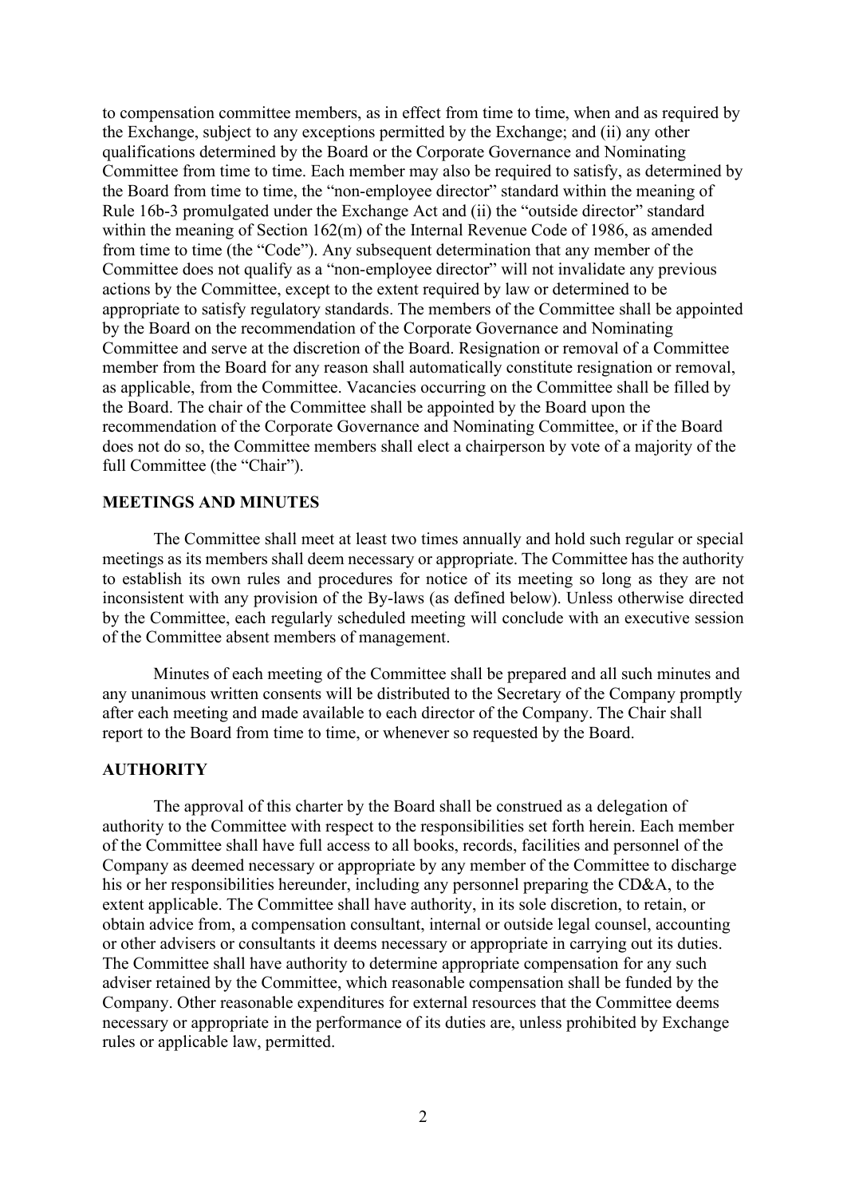to compensation committee members, as in effect from time to time, when and as required by the Exchange, subject to any exceptions permitted by the Exchange; and (ii) any other qualifications determined by the Board or the Corporate Governance and Nominating Committee from time to time. Each member may also be required to satisfy, as determined by the Board from time to time, the "non-employee director" standard within the meaning of Rule 16b-3 promulgated under the Exchange Act and (ii) the "outside director" standard within the meaning of Section 162(m) of the Internal Revenue Code of 1986, as amended from time to time (the "Code"). Any subsequent determination that any member of the Committee does not qualify as a "non-employee director" will not invalidate any previous actions by the Committee, except to the extent required by law or determined to be appropriate to satisfy regulatory standards. The members of the Committee shall be appointed by the Board on the recommendation of the Corporate Governance and Nominating Committee and serve at the discretion of the Board. Resignation or removal of a Committee member from the Board for any reason shall automatically constitute resignation or removal, as applicable, from the Committee. Vacancies occurring on the Committee shall be filled by the Board. The chair of the Committee shall be appointed by the Board upon the recommendation of the Corporate Governance and Nominating Committee, or if the Board does not do so, the Committee members shall elect a chairperson by vote of a majority of the full Committee (the "Chair").

**MEETINGS AND MINUTES**

The Committee shall meet at least two times annually and hold such regular or special meetings as its members shall deem necessary or appropriate. The Committee has the authority to establish its own rules and procedures for notice of its meeting so long as they are not inconsistent with any provision of the By-laws (as defined below). Unless otherwise directed by the Committee, each regularly scheduled meeting will conclude with an executive session of the Committee absent members of management.

Minutes of each meeting of the Committee shall be prepared and all such minutes and any unanimous written consents will be distributed to the Secretary of the Company promptly after each meeting and made available to each director of the Company. The Chair shall report to the Board from time to time, or whenever so requested by the Board.

**AUTHORITY**

The approval of this charter by the Board shall be construed as a delegation of authority to the Committee with respect to the responsibilities set forth herein. Each member of the Committee shall have full access to all books, records, facilities and personnel of the Company as deemed necessary or appropriate by any member of the Committee to discharge his or her responsibilities hereunder, including any personnel preparing the CD&A, to the extent applicable. The Committee shall have authority, in its sole discretion, to retain, or obtain advice from, a compensation consultant, internal or outside legal counsel, accounting or other advisers or consultants it deems necessary or appropriate in carrying out its duties. The Committee shall have authority to determine appropriate compensation for any such adviser retained by the Committee, which reasonable compensation shall be funded by the Company. Other reasonable expenditures for external resources that the Committee deems necessary or appropriate in the performance of its duties are, unless prohibited by Exchange rules or applicable law, permitted.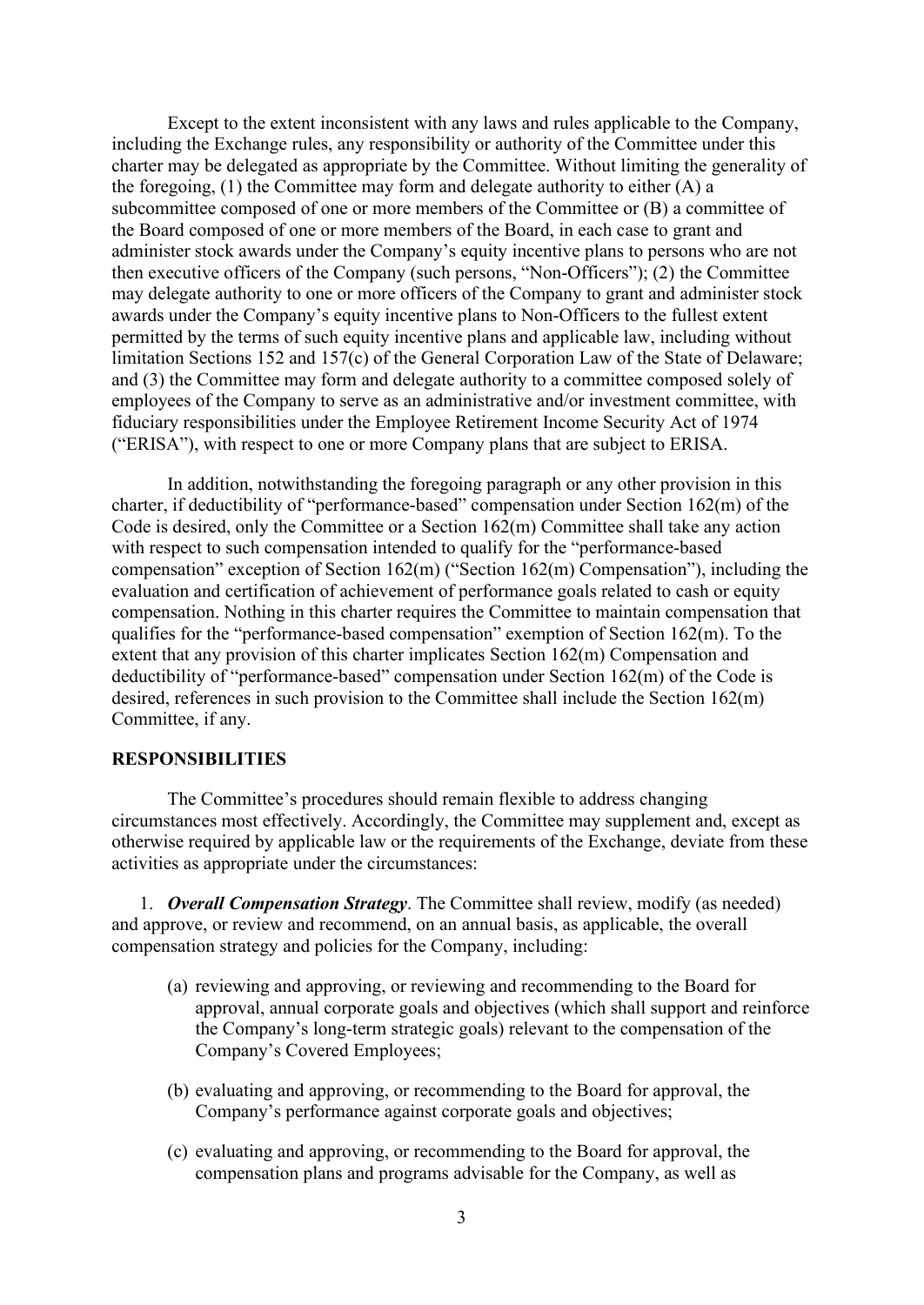Except to the extent inconsistent with any laws and rules applicable to the Company, including the Exchange rules, any responsibility or authority of the Committee under this charter may be delegated as appropriate by the Committee. Without limiting the generality of the foregoing, (1) the Committee may form and delegate authority to either (A) a subcommittee composed of one or more members of the Committee or (B) a committee of the Board composed of one or more members of the Board, in each case to grant and administer stock awards under the Company's equity incentive plans to persons who are not then executive officers of the Company (such persons, "Non-Officers"); (2) the Committee may delegate authority to one or more officers of the Company to grant and administer stock awards under the Company's equity incentive plans to Non-Officers to the fullest extent permitted by the terms of such equity incentive plans and applicable law, including without limitation Sections 152 and 157(c) of the General Corporation Law of the State of Delaware; and (3) the Committee may form and delegate authority to a committee composed solely of employees of the Company to serve as an administrative and/or investment committee, with fiduciary responsibilities under the Employee Retirement Income Security Act of 1974 ("ERISA"), with respect to one or more Company plans that are subject to ERISA.

In addition, notwithstanding the foregoing paragraph or any other provision in this charter, if deductibility of "performance-based" compensation under Section 162(m) of the Code is desired, only the Committee or a Section 162(m) Committee shall take any action with respect to such compensation intended to qualify for the "performance-based compensation" exception of Section 162(m) ("Section 162(m) Compensation"), including the evaluation and certification of achievement of performance goals related to cash or equity compensation. Nothing in this charter requires the Committee to maintain compensation that qualifies for the "performance-based compensation" exemption of Section 162(m). To the extent that any provision of this charter implicates Section 162(m) Compensation and deductibility of "performance-based" compensation under Section 162(m) of the Code is desired, references in such provision to the Committee shall include the Section 162(m) Committee, if any.

**RESPONSIBILITIES**

The Committee's procedures should remain flexible to address changing circumstances most effectively. Accordingly, the Committee may supplement and, except as otherwise required by applicable law or the requirements of the Exchange, deviate from these activities as appropriate under the circumstances:

1. ***Overall Compensation Strategy***. The Committee shall review, modify (as needed) and approve, or review and recommend, on an annual basis, as applicable, the overall compensation strategy and policies for the Company, including:

   (a) reviewing and approving, or reviewing and recommending to the Board for approval, annual corporate goals and objectives (which shall support and reinforce the Company's long-term strategic goals) relevant to the compensation of the Company's Covered Employees;

   (b) evaluating and approving, or recommending to the Board for approval, the Company's performance against corporate goals and objectives;

   (c) evaluating and approving, or recommending to the Board for approval, the compensation plans and programs advisable for the Company, as well as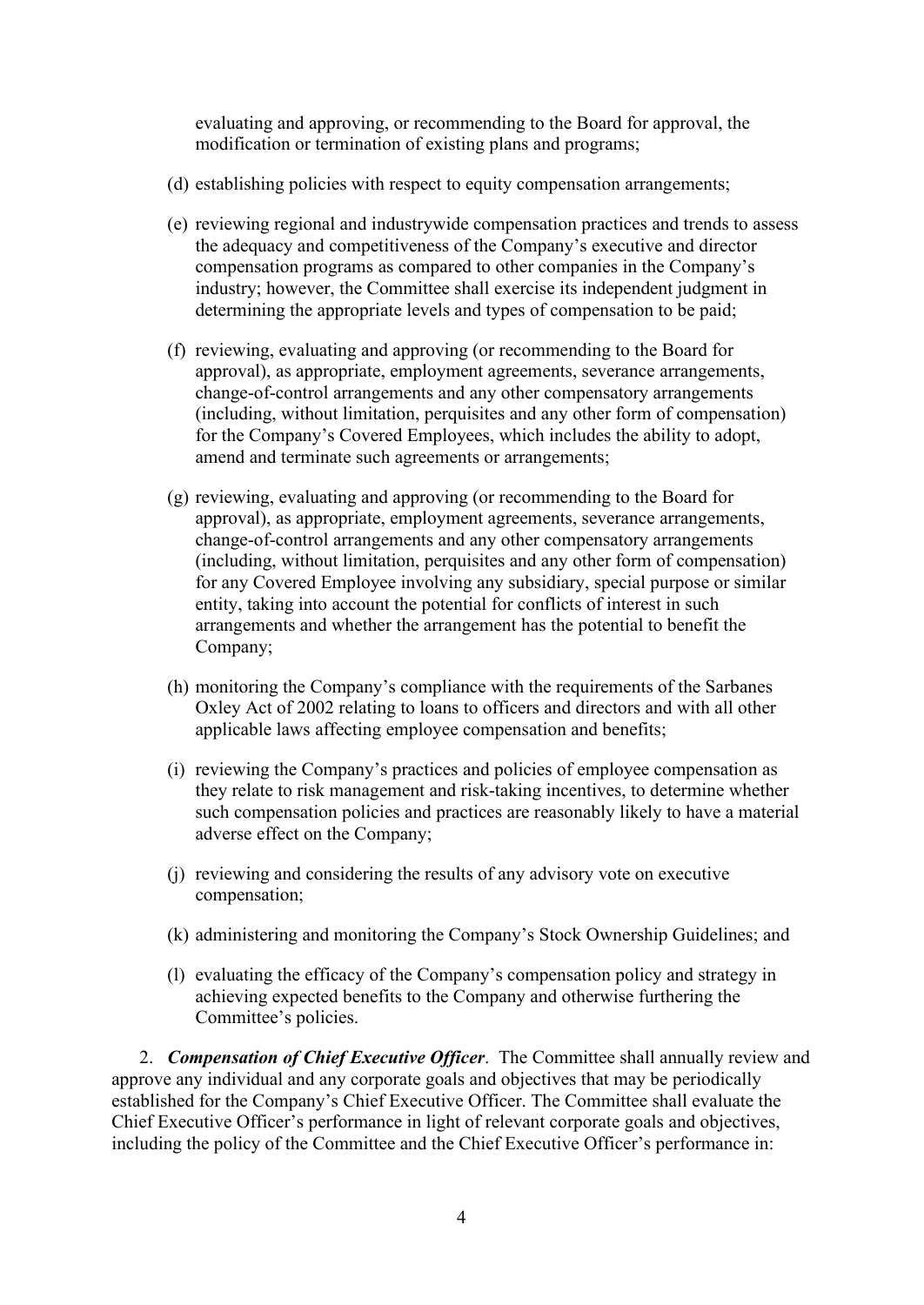evaluating and approving, or recommending to the Board for approval, the modification or termination of existing plans and programs;

(d) establishing policies with respect to equity compensation arrangements;

(e) reviewing regional and industrywide compensation practices and trends to assess the adequacy and competitiveness of the Company's executive and director compensation programs as compared to other companies in the Company's industry; however, the Committee shall exercise its independent judgment in determining the appropriate levels and types of compensation to be paid;

(f) reviewing, evaluating and approving (or recommending to the Board for approval), as appropriate, employment agreements, severance arrangements, change-of-control arrangements and any other compensatory arrangements (including, without limitation, perquisites and any other form of compensation) for the Company's Covered Employees, which includes the ability to adopt, amend and terminate such agreements or arrangements;

(g) reviewing, evaluating and approving (or recommending to the Board for approval), as appropriate, employment agreements, severance arrangements, change-of-control arrangements and any other compensatory arrangements (including, without limitation, perquisites and any other form of compensation) for any Covered Employee involving any subsidiary, special purpose or similar entity, taking into account the potential for conflicts of interest in such arrangements and whether the arrangement has the potential to benefit the Company;

(h) monitoring the Company's compliance with the requirements of the Sarbanes Oxley Act of 2002 relating to loans to officers and directors and with all other applicable laws affecting employee compensation and benefits;

(i) reviewing the Company's practices and policies of employee compensation as they relate to risk management and risk-taking incentives, to determine whether such compensation policies and practices are reasonably likely to have a material adverse effect on the Company;

(j) reviewing and considering the results of any advisory vote on executive compensation;

(k) administering and monitoring the Company's Stock Ownership Guidelines; and

(l) evaluating the efficacy of the Company's compensation policy and strategy in achieving expected benefits to the Company and otherwise furthering the Committee's policies.

2. ***Compensation of Chief Executive Officer***. The Committee shall annually review and approve any individual and any corporate goals and objectives that may be periodically established for the Company's Chief Executive Officer. The Committee shall evaluate the Chief Executive Officer's performance in light of relevant corporate goals and objectives, including the policy of the Committee and the Chief Executive Officer's performance in: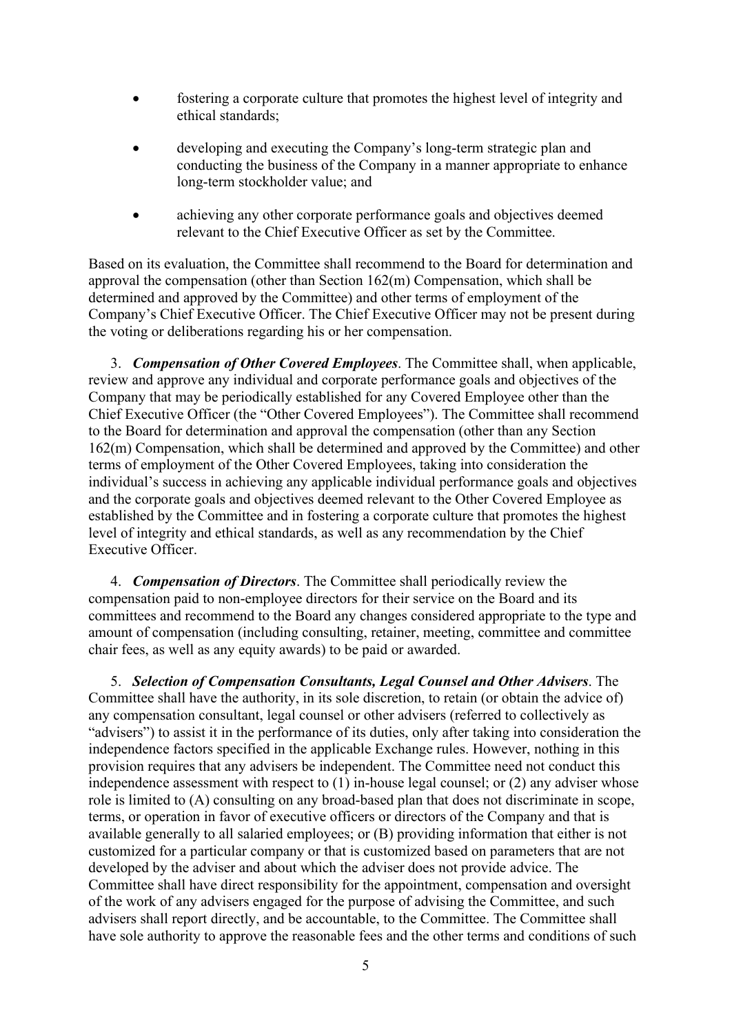- fostering a corporate culture that promotes the highest level of integrity and ethical standards;
- developing and executing the Company's long-term strategic plan and conducting the business of the Company in a manner appropriate to enhance long-term stockholder value; and
- achieving any other corporate performance goals and objectives deemed relevant to the Chief Executive Officer as set by the Committee.

Based on its evaluation, the Committee shall recommend to the Board for determination and approval the compensation (other than Section 162(m) Compensation, which shall be determined and approved by the Committee) and other terms of employment of the Company's Chief Executive Officer. The Chief Executive Officer may not be present during the voting or deliberations regarding his or her compensation.

3. ***Compensation of Other Covered Employees***. The Committee shall, when applicable, review and approve any individual and corporate performance goals and objectives of the Company that may be periodically established for any Covered Employee other than the Chief Executive Officer (the "Other Covered Employees"). The Committee shall recommend to the Board for determination and approval the compensation (other than any Section 162(m) Compensation, which shall be determined and approved by the Committee) and other terms of employment of the Other Covered Employees, taking into consideration the individual's success in achieving any applicable individual performance goals and objectives and the corporate goals and objectives deemed relevant to the Other Covered Employee as established by the Committee and in fostering a corporate culture that promotes the highest level of integrity and ethical standards, as well as any recommendation by the Chief Executive Officer.

4. ***Compensation of Directors***. The Committee shall periodically review the compensation paid to non-employee directors for their service on the Board and its committees and recommend to the Board any changes considered appropriate to the type and amount of compensation (including consulting, retainer, meeting, committee and committee chair fees, as well as any equity awards) to be paid or awarded.

5. ***Selection of Compensation Consultants, Legal Counsel and Other Advisers***. The Committee shall have the authority, in its sole discretion, to retain (or obtain the advice of) any compensation consultant, legal counsel or other advisers (referred to collectively as "advisers") to assist it in the performance of its duties, only after taking into consideration the independence factors specified in the applicable Exchange rules. However, nothing in this provision requires that any advisers be independent. The Committee need not conduct this independence assessment with respect to (1) in-house legal counsel; or (2) any adviser whose role is limited to (A) consulting on any broad-based plan that does not discriminate in scope, terms, or operation in favor of executive officers or directors of the Company and that is available generally to all salaried employees; or (B) providing information that either is not customized for a particular company or that is customized based on parameters that are not developed by the adviser and about which the adviser does not provide advice. The Committee shall have direct responsibility for the appointment, compensation and oversight of the work of any advisers engaged for the purpose of advising the Committee, and such advisers shall report directly, and be accountable, to the Committee. The Committee shall have sole authority to approve the reasonable fees and the other terms and conditions of such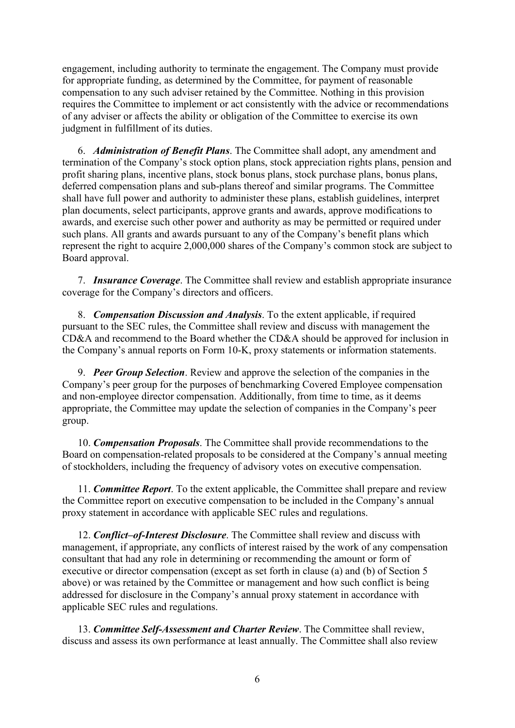engagement, including authority to terminate the engagement. The Company must provide for appropriate funding, as determined by the Committee, for payment of reasonable compensation to any such adviser retained by the Committee. Nothing in this provision requires the Committee to implement or act consistently with the advice or recommendations of any adviser or affects the ability or obligation of the Committee to exercise its own judgment in fulfillment of its duties.

6. ***Administration of Benefit Plans***. The Committee shall adopt, any amendment and termination of the Company's stock option plans, stock appreciation rights plans, pension and profit sharing plans, incentive plans, stock bonus plans, stock purchase plans, bonus plans, deferred compensation plans and sub-plans thereof and similar programs. The Committee shall have full power and authority to administer these plans, establish guidelines, interpret plan documents, select participants, approve grants and awards, approve modifications to awards, and exercise such other power and authority as may be permitted or required under such plans. All grants and awards pursuant to any of the Company's benefit plans which represent the right to acquire 2,000,000 shares of the Company's common stock are subject to Board approval.

7. ***Insurance Coverage***. The Committee shall review and establish appropriate insurance coverage for the Company's directors and officers.

8. ***Compensation Discussion and Analysis***. To the extent applicable, if required pursuant to the SEC rules, the Committee shall review and discuss with management the CD&A and recommend to the Board whether the CD&A should be approved for inclusion in the Company's annual reports on Form 10-K, proxy statements or information statements.

9. ***Peer Group Selection***. Review and approve the selection of the companies in the Company's peer group for the purposes of benchmarking Covered Employee compensation and non-employee director compensation. Additionally, from time to time, as it deems appropriate, the Committee may update the selection of companies in the Company's peer group.

10. ***Compensation Proposals***. The Committee shall provide recommendations to the Board on compensation-related proposals to be considered at the Company's annual meeting of stockholders, including the frequency of advisory votes on executive compensation.

11. ***Committee Report***. To the extent applicable, the Committee shall prepare and review the Committee report on executive compensation to be included in the Company's annual proxy statement in accordance with applicable SEC rules and regulations.

12. ***Conflict–of-Interest Disclosure***. The Committee shall review and discuss with management, if appropriate, any conflicts of interest raised by the work of any compensation consultant that had any role in determining or recommending the amount or form of executive or director compensation (except as set forth in clause (a) and (b) of Section 5 above) or was retained by the Committee or management and how such conflict is being addressed for disclosure in the Company's annual proxy statement in accordance with applicable SEC rules and regulations.

13. ***Committee Self-Assessment and Charter Review***. The Committee shall review, discuss and assess its own performance at least annually. The Committee shall also review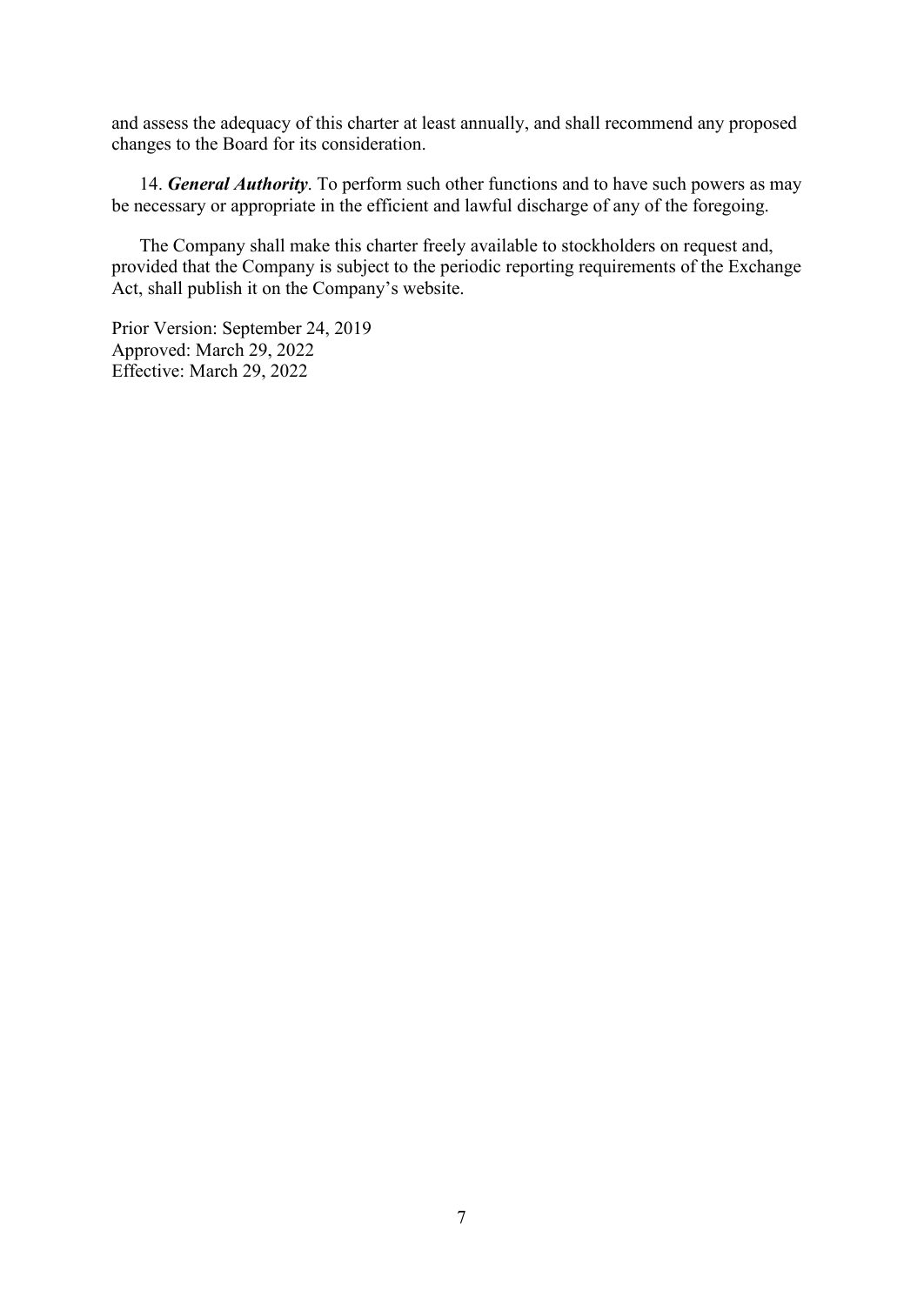and assess the adequacy of this charter at least annually, and shall recommend any proposed changes to the Board for its consideration.

14. ***General Authority***. To perform such other functions and to have such powers as may be necessary or appropriate in the efficient and lawful discharge of any of the foregoing.

The Company shall make this charter freely available to stockholders on request and, provided that the Company is subject to the periodic reporting requirements of the Exchange Act, shall publish it on the Company's website.

Prior Version: September 24, 2019
Approved: March 29, 2022
Effective: March 29, 2022